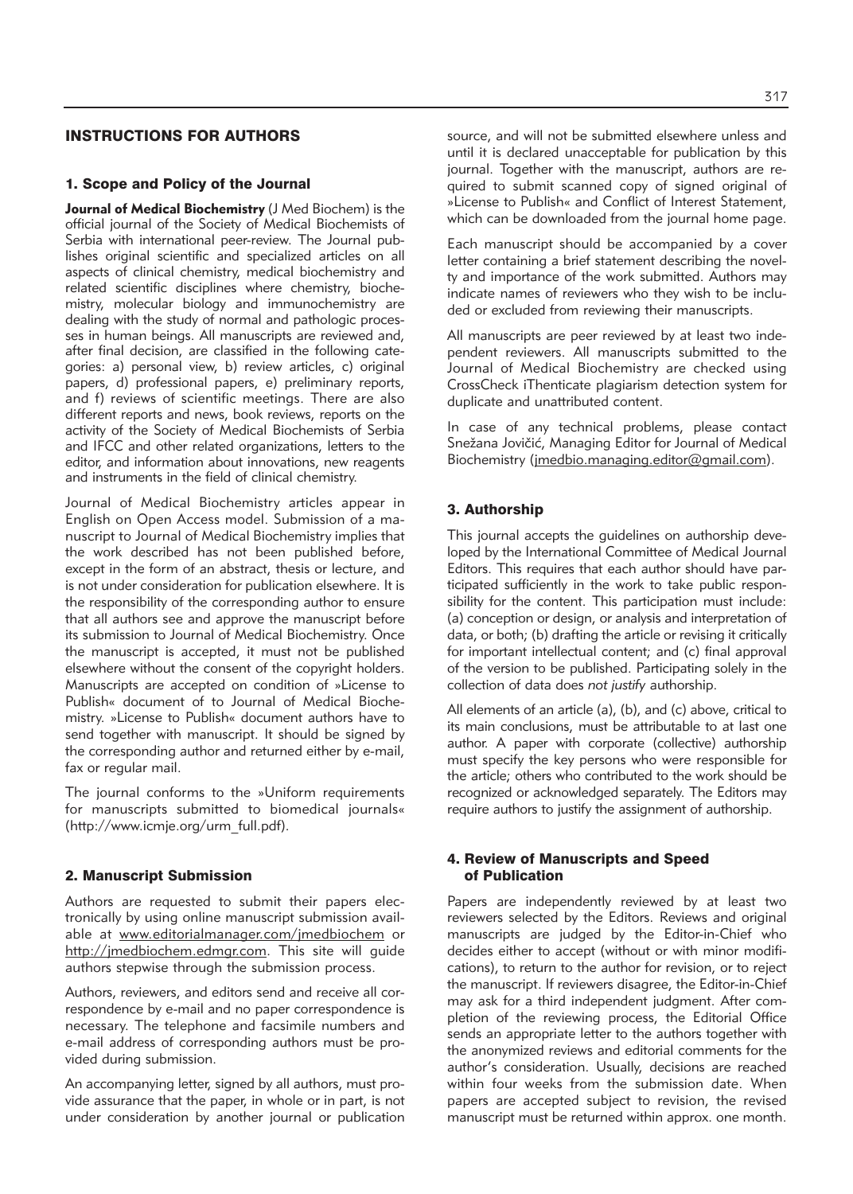# INSTRUCTIONS FOR AUTHORS

## 1. Scope and Policy of the Journal

**Journal of Medical Biochemistry** (J Med Biochem) is the official journal of the Society of Medical Biochemists of Serbia with international peer-review. The Journal publishes original scientific and specialized articles on all aspects of clinical chemistry, medical biochemistry and related scientific disciplines where chemistry, biochemistry, molecular biology and immunochemistry are dealing with the study of normal and pathologic processes in human beings. All manuscripts are reviewed and, after final decision, are classified in the following categories: a) personal view, b) review articles, c) original papers, d) professional papers, e) preliminary reports, and f) reviews of scientific meetings. There are also different reports and news, book reviews, reports on the activity of the Society of Medical Biochemists of Serbia and IFCC and other related organizations, letters to the editor, and information about innovations, new reagents and instruments in the field of clinical chemistry.

Journal of Medical Biochemistry articles appear in English on Open Access model. Submission of a manuscript to Journal of Medical Biochemistry implies that the work described has not been published before, except in the form of an abstract, thesis or lecture, and is not under consideration for publication elsewhere. It is the responsibility of the corresponding author to ensure that all authors see and approve the manuscript before its submission to Journal of Medical Biochemistry. Once the manuscript is accepted, it must not be published elsewhere without the consent of the copyright holders. Manuscripts are accepted on condition of »License to Publish« document of to Journal of Medical Biochemistry. »License to Publish« document authors have to send together with manuscript. It should be signed by the corresponding author and returned either by e-mail, fax or regular mail.

The journal conforms to the »Uniform requirements for manuscripts submitted to biomedical journals« (http://www.icmje.org/urm_full.pdf).

## 2. Manuscript Submission

Authors are requested to submit their papers electronically by using online manuscript submission available at www.editorialmanager.com/jmedbiochem or http://jmedbiochem.edmgr.com. This site will guide authors stepwise through the submission process.

Authors, reviewers, and editors send and receive all correspondence by e-mail and no paper correspondence is necessary. The telephone and facsimile numbers and e-mail address of corresponding authors must be provided during submission.

An accompanying letter, signed by all authors, must provide assurance that the paper, in whole or in part, is not under consideration by another journal or publication source, and will not be submitted elsewhere unless and until it is declared unacceptable for publication by this journal. Together with the manuscript, authors are required to submit scanned copy of signed original of »License to Publish« and Conflict of Interest Statement, which can be downloaded from the journal home page.

Each manuscript should be accompanied by a cover letter containing a brief statement describing the novelty and importance of the work submitted. Authors may indicate names of reviewers who they wish to be included or excluded from reviewing their manuscripts.

All manuscripts are peer reviewed by at least two independent reviewers. All manuscripts submitted to the Journal of Medical Biochemistry are checked using CrossCheck iThenticate plagiarism detection system for duplicate and unattributed content.

In case of any technical problems, please contact Snežana Jovičić, Managing Editor for Journal of Medical Biochemistry (jmedbio.managing.editor@gmail.com).

## 3. Authorship

This journal accepts the guidelines on authorship developed by the International Committee of Medical Journal Editors. This requires that each author should have participated sufficiently in the work to take public responsibility for the content. This participation must include: (a) conception or design, or analysis and interpretation of data, or both; (b) drafting the article or revising it critically for important intellectual content; and (c) final approval of the version to be published. Participating solely in the collection of data does *not justify* authorship.

All elements of an article (a), (b), and (c) above, critical to its main conclusions, must be attributable to at last one author. A paper with corporate (collective) authorship must specify the key persons who were responsible for the article; others who contributed to the work should be recognized or acknowledged separately. The Editors may require authors to justify the assignment of authorship.

## 4. Review of Manuscripts and Speed of Publication

Papers are independently reviewed by at least two reviewers selected by the Editors. Reviews and original manuscripts are judged by the Editor-in-Chief who decides either to accept (without or with minor modifications), to return to the author for revision, or to reject the manuscript. If reviewers disagree, the Editor-in-Chief may ask for a third independent judgment. After completion of the reviewing process, the Editorial Office sends an appropriate letter to the authors together with the anonymized reviews and editorial comments for the author's consideration. Usually, decisions are reached within four weeks from the submission date. When papers are accepted subject to revision, the revised manuscript must be returned within approx. one month.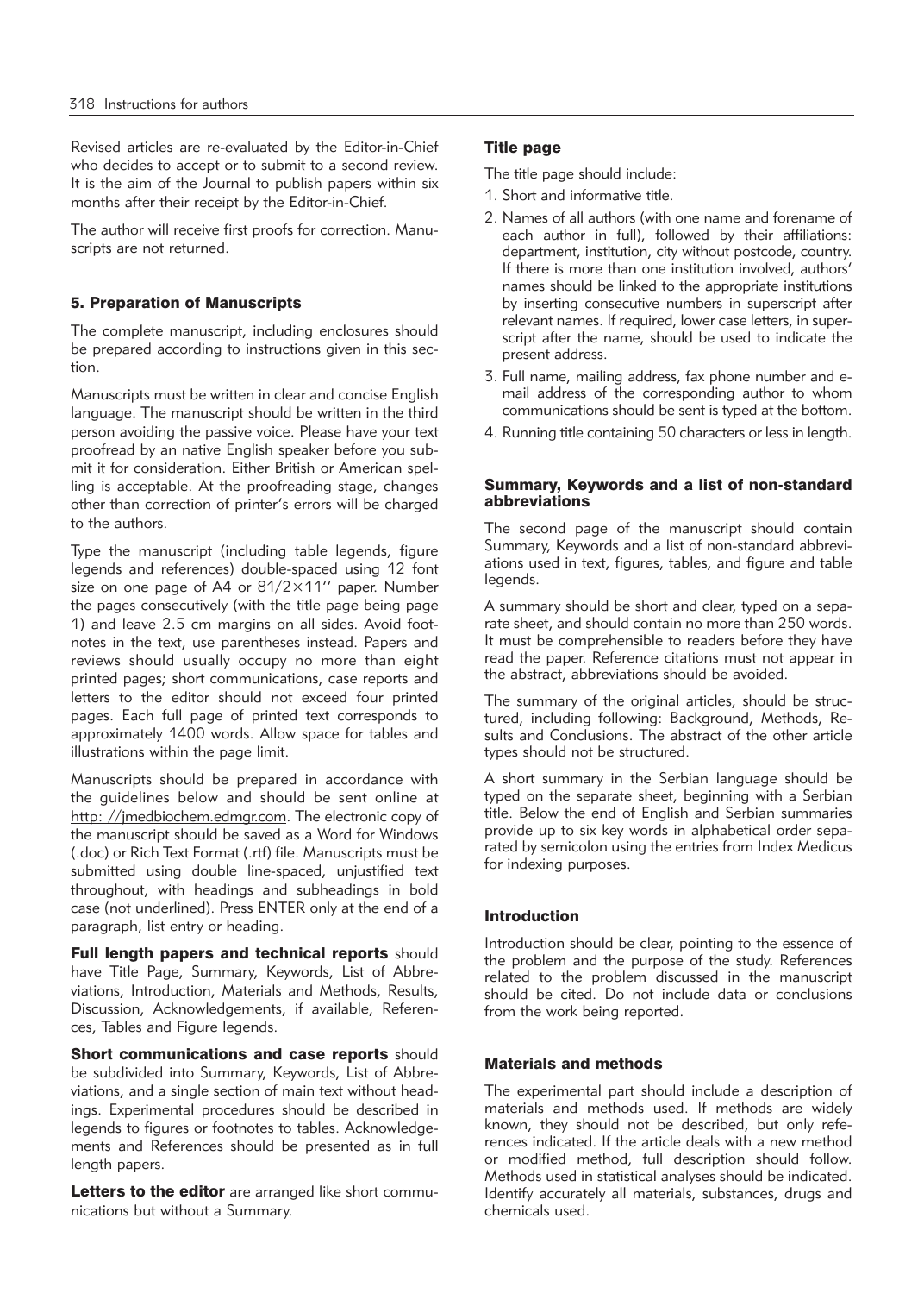Revised articles are re-evaluated by the Editor-in-Chief who decides to accept or to submit to a second review. It is the aim of the Journal to publish papers within six months after their receipt by the Editor-in-Chief.

The author will receive first proofs for correction. Manuscripts are not returned.

## 5. Preparation of Manuscripts

The complete manuscript, including enclosures should be prepared according to instructions given in this section.

Manuscripts must be written in clear and concise English language. The manuscript should be written in the third person avoiding the passive voice. Please have your text proofread by an native English speaker before you submit it for consideration. Either British or American spelling is acceptable. At the proofreading stage, changes other than correction of printer's errors will be charged to the authors.

Type the manuscript (including table legends, figure legends and references) double-spaced using 12 font size on one page of A4 or 81/2×11'' paper. Number the pages consecutively (with the title page being page 1) and leave 2.5 cm margins on all sides. Avoid footnotes in the text, use parentheses instead. Papers and reviews should usually occupy no more than eight printed pages; short communications, case reports and letters to the editor should not exceed four printed pages. Each full page of printed text corresponds to approximately 1400 words. Allow space for tables and illustrations within the page limit.

Manuscripts should be prepared in accordance with the guidelines below and should be sent online at http: //jmedbiochem.edmgr.com. The electronic copy of the manuscript should be saved as a Word for Windows (.doc) or Rich Text Format (.rtf) file. Manuscripts must be submitted using double line-spaced, unjustified text throughout, with headings and subheadings in bold case (not underlined). Press ENTER only at the end of a paragraph, list entry or heading.

**Full length papers and technical reports** should have Title Page, Summary, Keywords, List of Abbreviations, Introduction, Materials and Methods, Results, Discussion, Acknowledgements, if available, References, Tables and Figure legends.

**Short communications and case reports** should be subdivided into Summary, Keywords, List of Abbreviations, and a single section of main text without headings. Experimental procedures should be described in legends to figures or footnotes to tables. Acknowledgements and References should be presented as in full length papers.

**Letters to the editor** are arranged like short communications but without a Summary.

### Title page

The title page should include:

1. Short and informative title.
2. Names of all authors (with one name and forename of each author in full), followed by their affiliations: department, institution, city without postcode, country. If there is more than one institution involved, authors' names should be linked to the appropriate institutions by inserting consecutive numbers in superscript after relevant names. If required, lower case letters, in superscript after the name, should be used to indicate the present address.
3. Full name, mailing address, fax phone number and e-mail address of the corresponding author to whom communications should be sent is typed at the bottom.
4. Running title containing 50 characters or less in length.

### Summary, Keywords and a list of non-standard abbreviations

The second page of the manuscript should contain Summary, Keywords and a list of non-standard abbreviations used in text, figures, tables, and figure and table legends.

A summary should be short and clear, typed on a separate sheet, and should contain no more than 250 words. It must be comprehensible to readers before they have read the paper. Reference citations must not appear in the abstract, abbreviations should be avoided.

The summary of the original articles, should be structured, including following: Background, Methods, Results and Conclusions. The abstract of the other article types should not be structured.

A short summary in the Serbian language should be typed on the separate sheet, beginning with a Serbian title. Below the end of English and Serbian summaries provide up to six key words in alphabetical order separated by semicolon using the entries from Index Medicus for indexing purposes.

### Introduction

Introduction should be clear, pointing to the essence of the problem and the purpose of the study. References related to the problem discussed in the manuscript should be cited. Do not include data or conclusions from the work being reported.

### Materials and methods

The experimental part should include a description of materials and methods used. If methods are widely known, they should not be described, but only references indicated. If the article deals with a new method or modified method, full description should follow. Methods used in statistical analyses should be indicated. Identify accurately all materials, substances, drugs and chemicals used.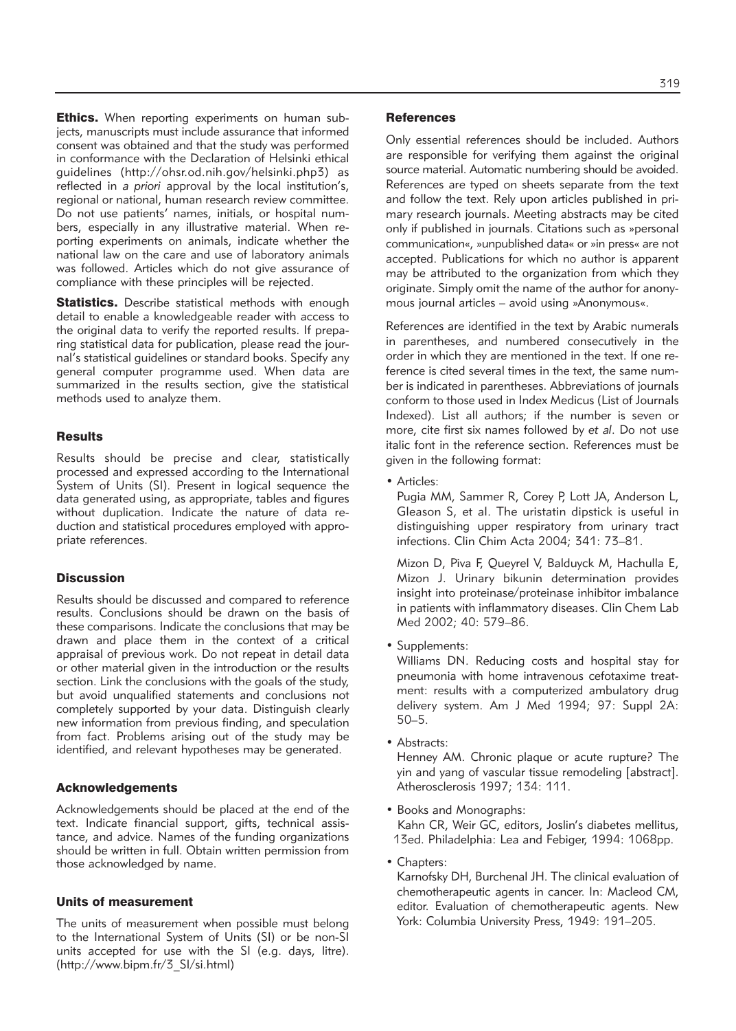**Ethics.** When reporting experiments on human subjects, manuscripts must include assurance that informed consent was obtained and that the study was performed in conformance with the Declaration of Helsinki ethical guidelines (http://ohsr.od.nih.gov/helsinki.php3) as reflected in *a priori* approval by the local institution's, regional or national, human research review committee. Do not use patients' names, initials, or hospital numbers, especially in any illustrative material. When reporting experiments on animals, indicate whether the national law on the care and use of laboratory animals was followed. Articles which do not give assurance of compliance with these principles will be rejected.

**Statistics.** Describe statistical methods with enough detail to enable a knowledgeable reader with access to the original data to verify the reported results. If preparing statistical data for publication, please read the journal's statistical guidelines or standard books. Specify any general computer programme used. When data are summarized in the results section, give the statistical methods used to analyze them.

## Results

Results should be precise and clear, statistically processed and expressed according to the International System of Units (SI). Present in logical sequence the data generated using, as appropriate, tables and figures without duplication. Indicate the nature of data reduction and statistical procedures employed with appropriate references.

## Discussion

Results should be discussed and compared to reference results. Conclusions should be drawn on the basis of these comparisons. Indicate the conclusions that may be drawn and place them in the context of a critical appraisal of previous work. Do not repeat in detail data or other material given in the introduction or the results section. Link the conclusions with the goals of the study, but avoid unqualified statements and conclusions not completely supported by your data. Distinguish clearly new information from previous finding, and speculation from fact. Problems arising out of the study may be identified, and relevant hypotheses may be generated.

## Acknowledgements

Acknowledgements should be placed at the end of the text. Indicate financial support, gifts, technical assistance, and advice. Names of the funding organizations should be written in full. Obtain written permission from those acknowledged by name.

## Units of measurement

The units of measurement when possible must belong to the International System of Units (SI) or be non-SI units accepted for use with the SI (e.g. days, litre). (http://www.bipm.fr/3_SI/si.html)

## References

Only essential references should be included. Authors are responsible for verifying them against the original source material. Automatic numbering should be avoided. References are typed on sheets separate from the text and follow the text. Rely upon articles published in primary research journals. Meeting abstracts may be cited only if published in journals. Citations such as »personal communication«, »unpublished data« or »in press« are not accepted. Publications for which no author is apparent may be attributed to the organization from which they originate. Simply omit the name of the author for anonymous journal articles – avoid using »Anonymous«.

References are identified in the text by Arabic numerals in parentheses, and numbered consecutively in the order in which they are mentioned in the text. If one reference is cited several times in the text, the same number is indicated in parentheses. Abbreviations of journals conform to those used in Index Medicus (List of Journals Indexed). List all authors; if the number is seven or more, cite first six names followed by *et al*. Do not use italic font in the reference section. References must be given in the following format:

- Articles:

  Pugia MM, Sammer R, Corey P, Lott JA, Anderson L, Gleason S, et al. The uristatin dipstick is useful in distinguishing upper respiratory from urinary tract infections. Clin Chim Acta 2004; 341: 73–81.

  Mizon D, Piva F, Queyrel V, Balduyck M, Hachulla E, Mizon J. Urinary bikunin determination provides insight into proteinase/proteinase inhibitor imbalance in patients with inflammatory diseases. Clin Chem Lab Med 2002; 40: 579–86.

- Supplements:

  Williams DN. Reducing costs and hospital stay for pneumonia with home intravenous cefotaxime treatment: results with a computerized ambulatory drug delivery system. Am J Med 1994; 97: Suppl 2A: 50–5.

- Abstracts:

  Henney AM. Chronic plaque or acute rupture? The yin and yang of vascular tissue remodeling [abstract]. Atherosclerosis 1997; 134: 111.

- Books and Monographs:

  Kahn CR, Weir GC, editors, Joslin's diabetes mellitus, 13ed. Philadelphia: Lea and Febiger, 1994: 1068pp.

- Chapters:

  Karnofsky DH, Burchenal JH. The clinical evaluation of chemotherapeutic agents in cancer. In: Macleod CM, editor. Evaluation of chemotherapeutic agents. New York: Columbia University Press, 1949: 191–205.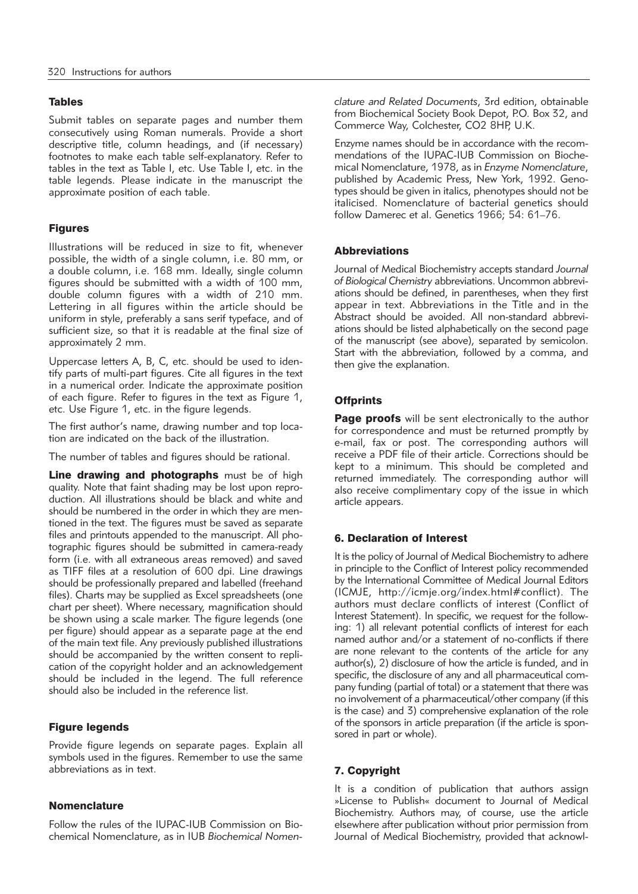### Tables

Submit tables on separate pages and number them consecutively using Roman numerals. Provide a short descriptive title, column headings, and (if necessary) footnotes to make each table self-explanatory. Refer to tables in the text as Table I, etc. Use Table I, etc. in the table legends. Please indicate in the manuscript the approximate position of each table.

### Figures

Illustrations will be reduced in size to fit, whenever possible, the width of a single column, i.e. 80 mm, or a double column, i.e. 168 mm. Ideally, single column figures should be submitted with a width of 100 mm, double column figures with a width of 210 mm. Lettering in all figures within the article should be uniform in style, preferably a sans serif typeface, and of sufficient size, so that it is readable at the final size of approximately 2 mm.

Uppercase letters A, B, C, etc. should be used to identify parts of multi-part figures. Cite all figures in the text in a numerical order. Indicate the approximate position of each figure. Refer to figures in the text as Figure 1, etc. Use Figure 1, etc. in the figure legends.

The first author's name, drawing number and top location are indicated on the back of the illustration.

The number of tables and figures should be rational.

**Line drawing and photographs** must be of high quality. Note that faint shading may be lost upon reproduction. All illustrations should be black and white and should be numbered in the order in which they are mentioned in the text. The figures must be saved as separate files and printouts appended to the manuscript. All photographic figures should be submitted in camera-ready form (i.e. with all extraneous areas removed) and saved as TIFF files at a resolution of 600 dpi. Line drawings should be professionally prepared and labelled (freehand files). Charts may be supplied as Excel spreadsheets (one chart per sheet). Where necessary, magnification should be shown using a scale marker. The figure legends (one per figure) should appear as a separate page at the end of the main text file. Any previously published illustrations should be accompanied by the written consent to replication of the copyright holder and an acknowledgement should be included in the legend. The full reference should also be included in the reference list.

### Figure legends

Provide figure legends on separate pages. Explain all symbols used in the figures. Remember to use the same abbreviations as in text.

### Nomenclature

Follow the rules of the IUPAC-IUB Commission on Biochemical Nomenclature, as in IUB *Biochemical Nomenclature and Related Documents*, 3rd edition, obtainable from Biochemical Society Book Depot, P.O. Box 32, and Commerce Way, Colchester, CO2 8HP, U.K.

Enzyme names should be in accordance with the recommendations of the IUPAC-IUB Commission on Biochemical Nomenclature, 1978, as in *Enzyme Nomenclature*, published by Academic Press, New York, 1992. Genotypes should be given in italics, phenotypes should not be italicised. Nomenclature of bacterial genetics should follow Damerec et al. Genetics 1966; 54: 61–76.

### Abbreviations

Journal of Medical Biochemistry accepts standard *Journal of Biological Chemistry* abbreviations. Uncommon abbreviations should be defined, in parentheses, when they first appear in text. Abbreviations in the Title and in the Abstract should be avoided. All non-standard abbreviations should be listed alphabetically on the second page of the manuscript (see above), separated by semicolon. Start with the abbreviation, followed by a comma, and then give the explanation.

### Offprints

**Page proofs** will be sent electronically to the author for correspondence and must be returned promptly by e-mail, fax or post. The corresponding authors will receive a PDF file of their article. Corrections should be kept to a minimum. This should be completed and returned immediately. The corresponding author will also receive complimentary copy of the issue in which article appears.

### 6. Declaration of Interest

It is the policy of Journal of Medical Biochemistry to adhere in principle to the Conflict of Interest policy recommended by the International Committee of Medical Journal Editors (ICMJE, http://icmje.org/index.html#conflict). The authors must declare conflicts of interest (Conflict of Interest Statement). In specific, we request for the following: 1) all relevant potential conflicts of interest for each named author and/or a statement of no-conflicts if there are none relevant to the contents of the article for any author(s), 2) disclosure of how the article is funded, and in specific, the disclosure of any and all pharmaceutical company funding (partial of total) or a statement that there was no involvement of a pharmaceutical/other company (if this is the case) and 3) comprehensive explanation of the role of the sponsors in article preparation (if the article is sponsored in part or whole).

### 7. Copyright

It is a condition of publication that authors assign »License to Publish« document to Journal of Medical Biochemistry. Authors may, of course, use the article elsewhere after publication without prior permission from Journal of Medical Biochemistry, provided that acknowl-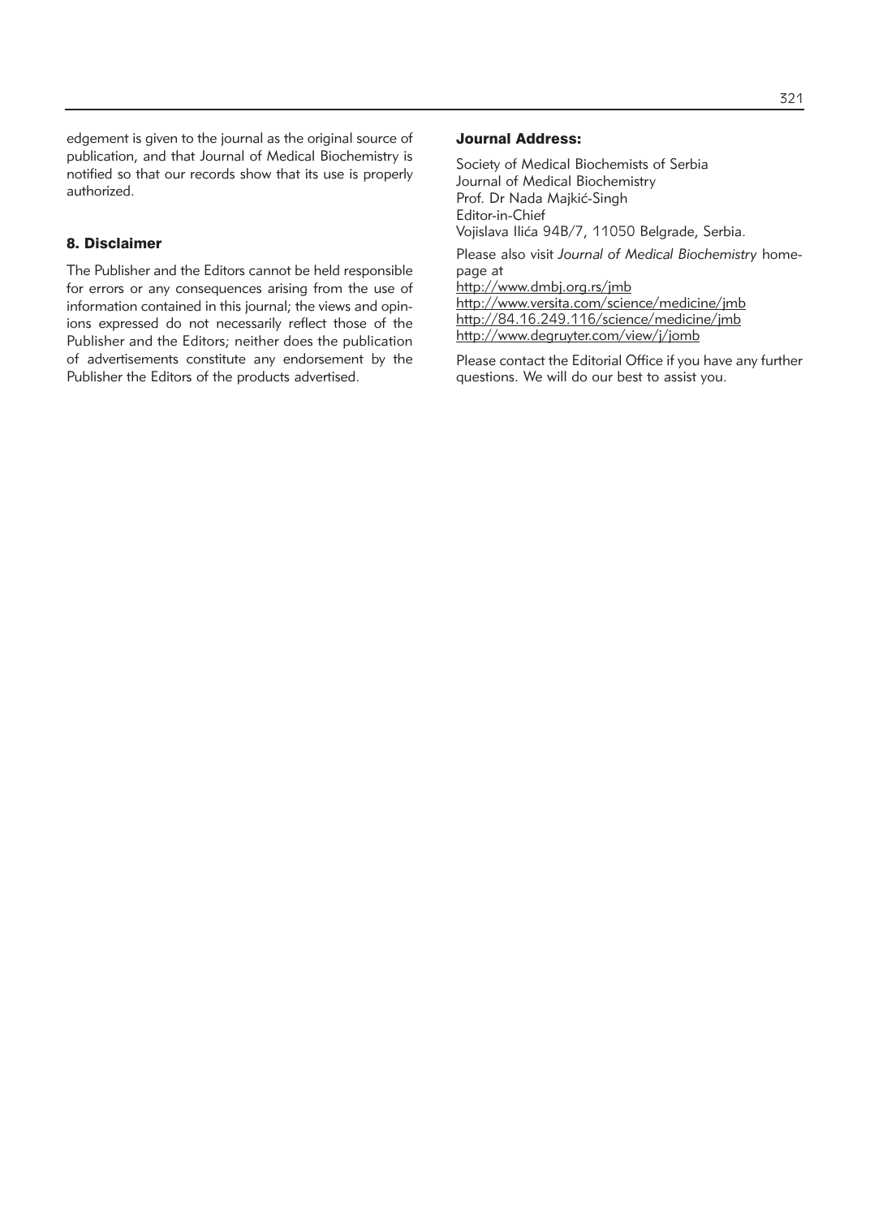edgement is given to the journal as the original source of publication, and that Journal of Medical Biochemistry is notified so that our records show that its use is properly authorized.

## 8. Disclaimer

The Publisher and the Editors cannot be held responsible for errors or any consequences arising from the use of information contained in this journal; the views and opinions expressed do not necessarily reflect those of the Publisher and the Editors; neither does the publication of advertisements constitute any endorsement by the Publisher the Editors of the products advertised.

## Journal Address:

Society of Medical Biochemists of Serbia
Journal of Medical Biochemistry
Prof. Dr Nada Majkić-Singh
Editor-in-Chief
Vojislava Ilića 94B/7, 11050 Belgrade, Serbia.

Please also visit *Journal of Medical Biochemistry* homepage at
http://www.dmbj.org.rs/jmb
http://www.versita.com/science/medicine/jmb
http://84.16.249.116/science/medicine/jmb
http://www.degruyter.com/view/j/jomb

Please contact the Editorial Office if you have any further questions. We will do our best to assist you.